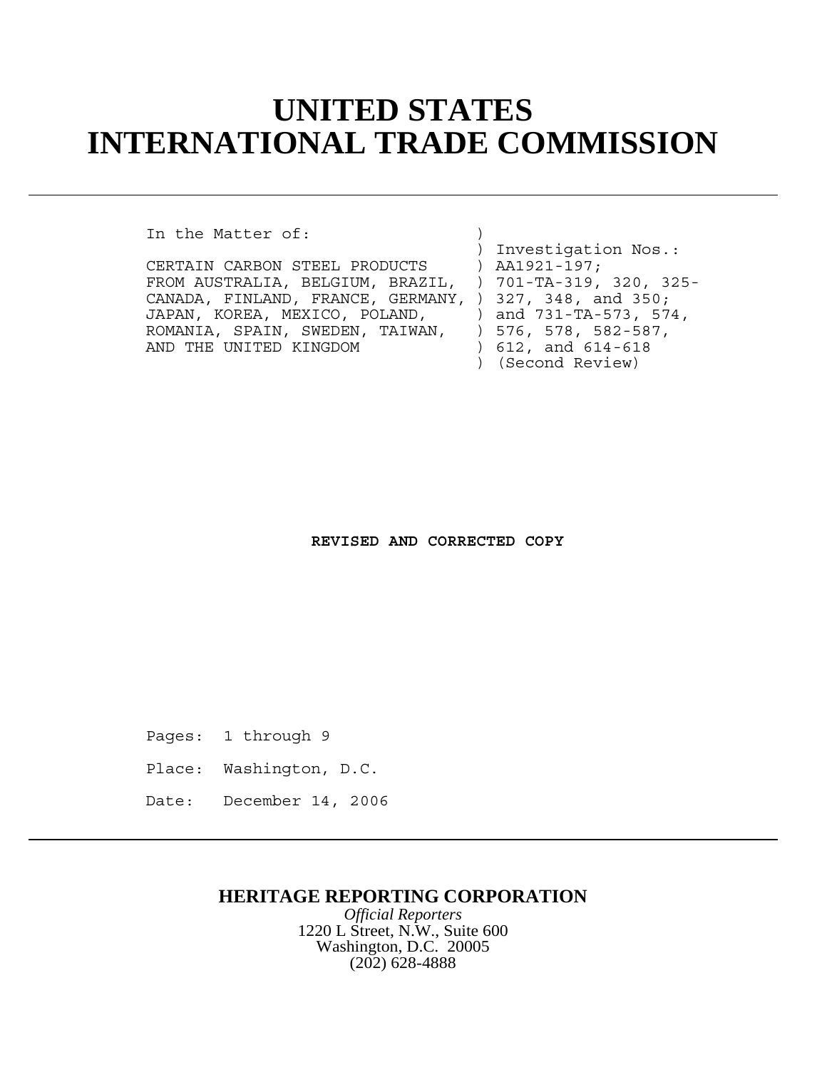# UNITED STATES INTERNATIONAL TRADE COMMISSION

```
In the Matter of:                    )
                                     ) Investigation Nos.:
CERTAIN CARBON STEEL PRODUCTS        ) AA1921-197;
FROM AUSTRALIA, BELGIUM, BRAZIL,     ) 701-TA-319, 320, 325-
CANADA, FINLAND, FRANCE, GERMANY,    ) 327, 348, and 350;
JAPAN, KOREA, MEXICO, POLAND,        ) and 731-TA-573, 574,
ROMANIA, SPAIN, SWEDEN, TAIWAN,      ) 576, 578, 582-587,
AND THE UNITED KINGDOM               ) 612, and 614-618
                                     ) (Second Review)
```

**REVISED AND CORRECTED COPY**

Pages: 1 through 9

Place: Washington, D.C.

Date: December 14, 2006

**HERITAGE REPORTING CORPORATION**

*Official Reporters*

1220 L Street, N.W., Suite 600

Washington, D.C. 20005

(202) 628-4888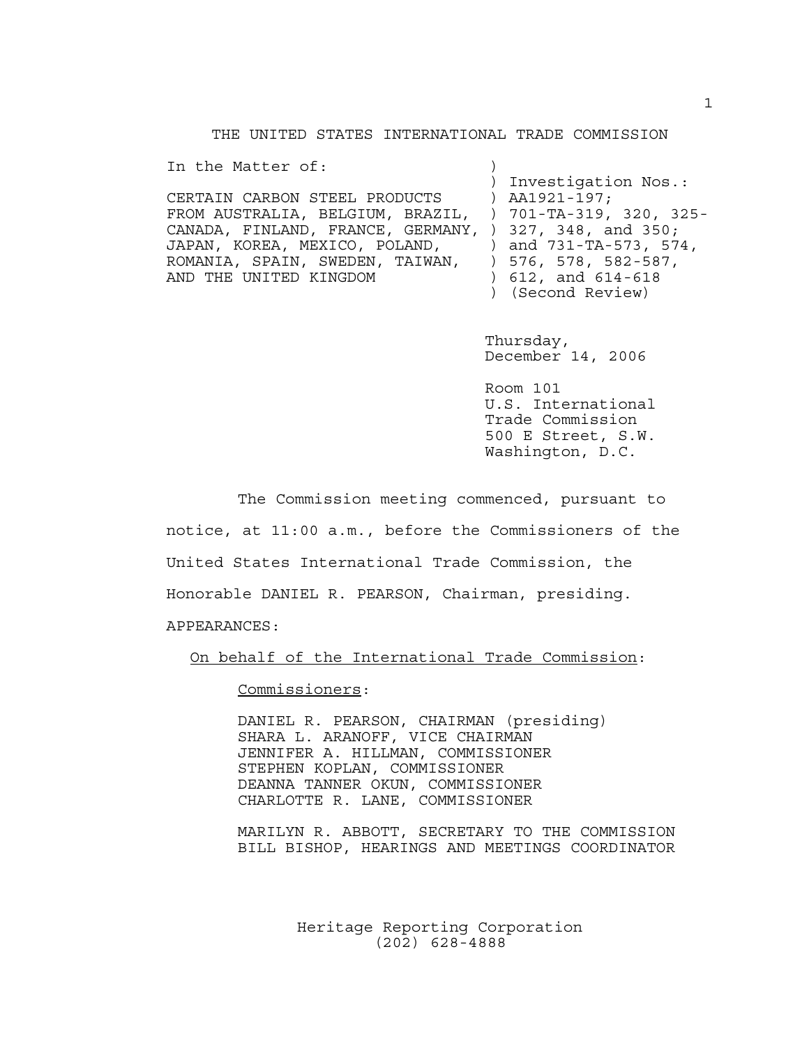THE UNITED STATES INTERNATIONAL TRADE COMMISSION

```
In the Matter of:                  )
                                   ) Investigation Nos.:
CERTAIN CARBON STEEL PRODUCTS      ) AA1921-197;
FROM AUSTRALIA, BELGIUM, BRAZIL,   ) 701-TA-319, 320, 325-
CANADA, FINLAND, FRANCE, GERMANY,  ) 327, 348, and 350;
JAPAN, KOREA, MEXICO, POLAND,      ) and 731-TA-573, 574,
ROMANIA, SPAIN, SWEDEN, TAIWAN,    ) 576, 578, 582-587,
AND THE UNITED KINGDOM             ) 612, and 614-618
                                   ) (Second Review)
```

Thursday,
December 14, 2006

Room 101
U.S. International
Trade Commission
500 E Street, S.W.
Washington, D.C.

The Commission meeting commenced, pursuant to notice, at 11:00 a.m., before the Commissioners of the United States International Trade Commission, the Honorable DANIEL R. PEARSON, Chairman, presiding.

APPEARANCES:

On behalf of the International Trade Commission:

Commissioners:

DANIEL R. PEARSON, CHAIRMAN (presiding)
SHARA L. ARANOFF, VICE CHAIRMAN
JENNIFER A. HILLMAN, COMMISSIONER
STEPHEN KOPLAN, COMMISSIONER
DEANNA TANNER OKUN, COMMISSIONER
CHARLOTTE R. LANE, COMMISSIONER

MARILYN R. ABBOTT, SECRETARY TO THE COMMISSION
BILL BISHOP, HEARINGS AND MEETINGS COORDINATOR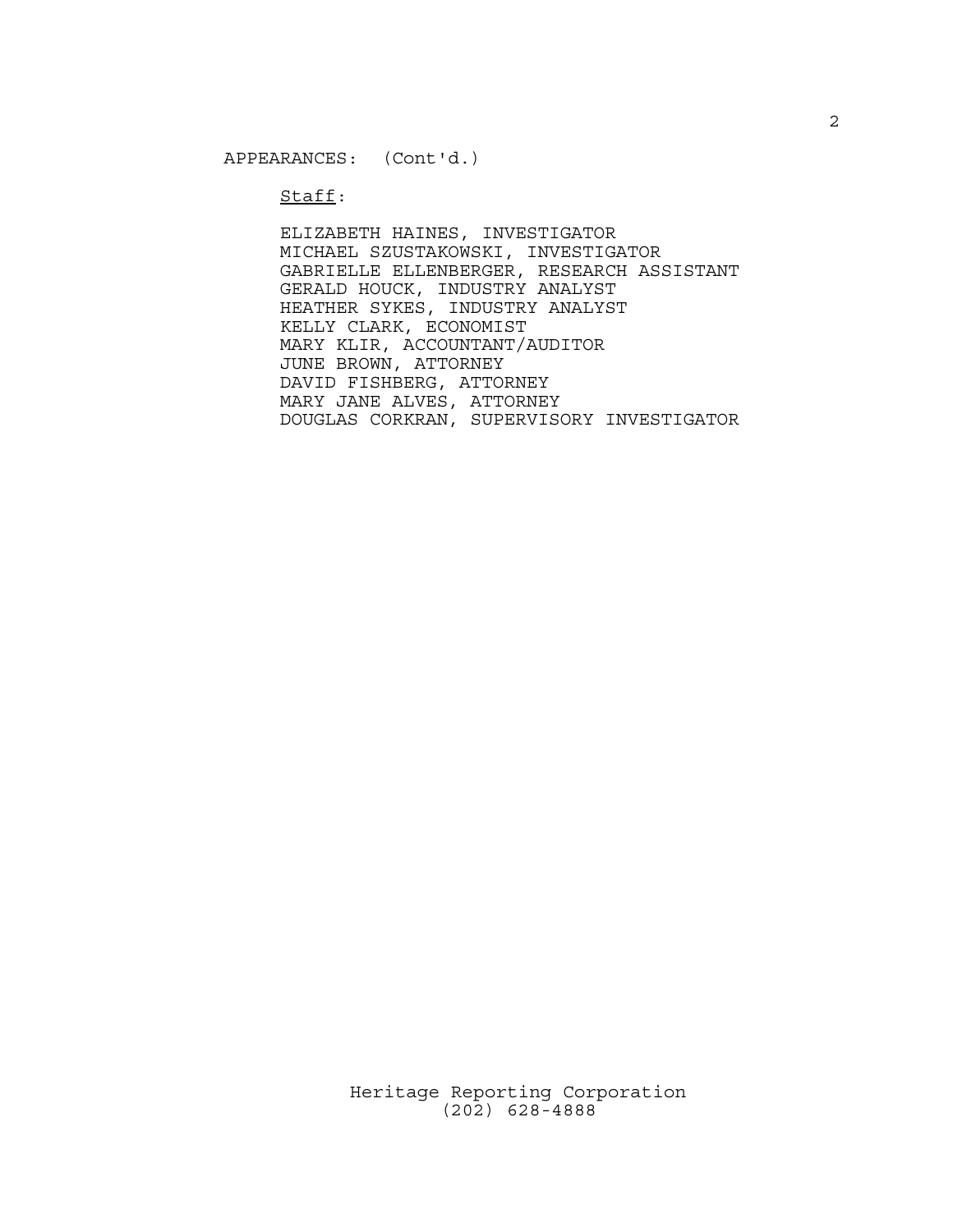APPEARANCES: (Cont'd.)

Staff:

ELIZABETH HAINES, INVESTIGATOR
MICHAEL SZUSTAKOWSKI, INVESTIGATOR
GABRIELLE ELLENBERGER, RESEARCH ASSISTANT
GERALD HOUCK, INDUSTRY ANALYST
HEATHER SYKES, INDUSTRY ANALYST
KELLY CLARK, ECONOMIST
MARY KLIR, ACCOUNTANT/AUDITOR
JUNE BROWN, ATTORNEY
DAVID FISHBERG, ATTORNEY
MARY JANE ALVES, ATTORNEY
DOUGLAS CORKRAN, SUPERVISORY INVESTIGATOR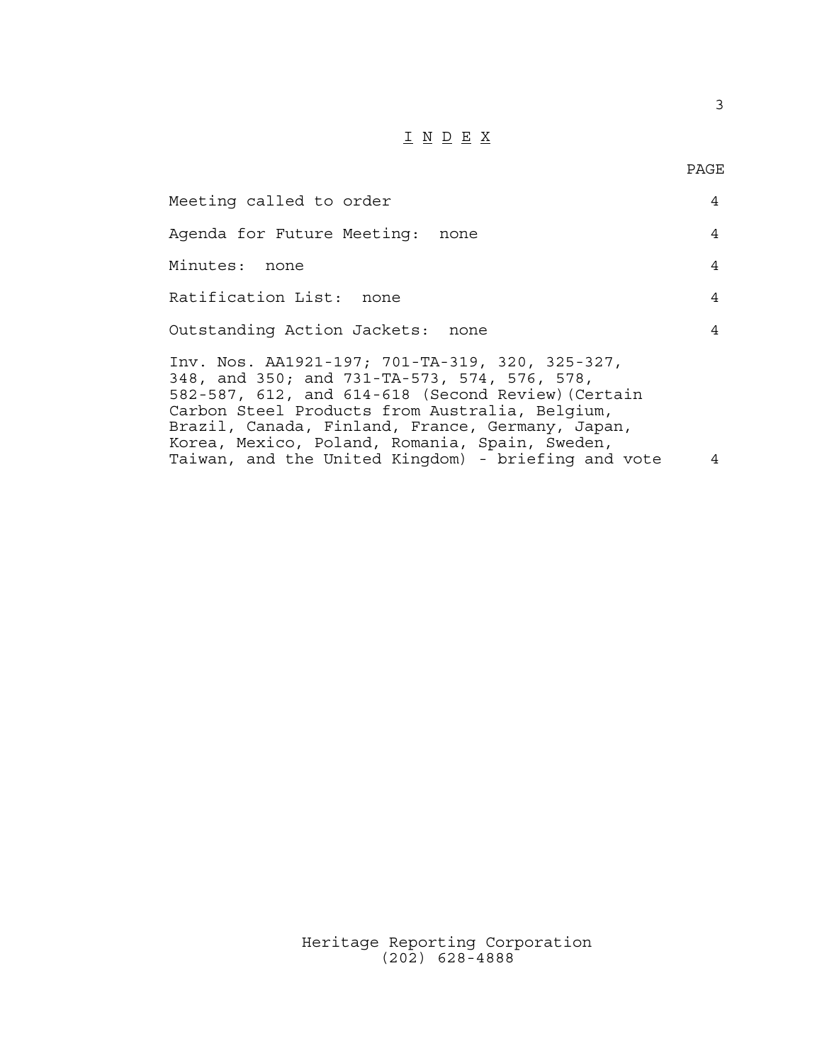# I N D E X

| | PAGE |
|---|---|
| Meeting called to order | 4 |
| Agenda for Future Meeting: none | 4 |
| Minutes: none | 4 |
| Ratification List: none | 4 |
| Outstanding Action Jackets: none | 4 |
| Inv. Nos. AA1921-197; 701-TA-319, 320, 325-327, 348, and 350; and 731-TA-573, 574, 576, 578, 582-587, 612, and 614-618 (Second Review)(Certain Carbon Steel Products from Australia, Belgium, Brazil, Canada, Finland, France, Germany, Japan, Korea, Mexico, Poland, Romania, Spain, Sweden, Taiwan, and the United Kingdom) - briefing and vote | 4 |

Heritage Reporting Corporation
(202) 628-4888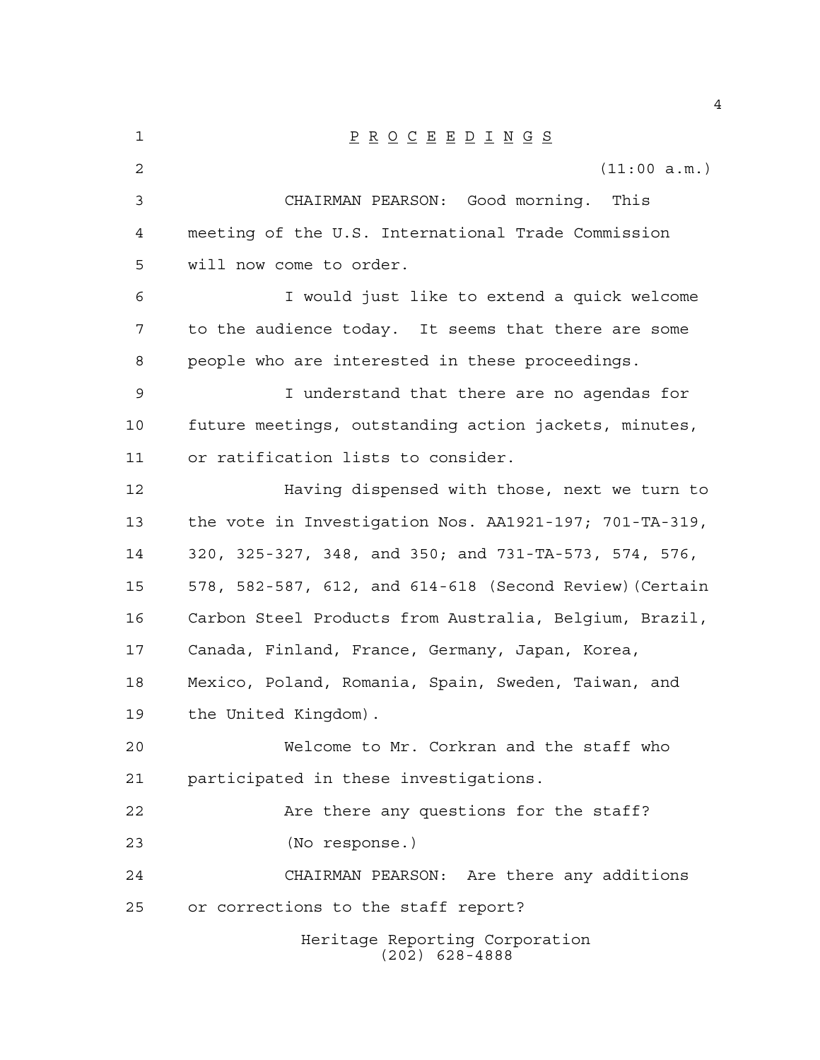P R O C E E D I N G S

(11:00 a.m.)

CHAIRMAN PEARSON: Good morning. This meeting of the U.S. International Trade Commission will now come to order.

I would just like to extend a quick welcome to the audience today. It seems that there are some people who are interested in these proceedings.

I understand that there are no agendas for future meetings, outstanding action jackets, minutes, or ratification lists to consider.

Having dispensed with those, next we turn to the vote in Investigation Nos. AA1921-197; 701-TA-319, 320, 325-327, 348, and 350; and 731-TA-573, 574, 576, 578, 582-587, 612, and 614-618 (Second Review)(Certain Carbon Steel Products from Australia, Belgium, Brazil, Canada, Finland, France, Germany, Japan, Korea, Mexico, Poland, Romania, Spain, Sweden, Taiwan, and the United Kingdom).

Welcome to Mr. Corkran and the staff who participated in these investigations.

Are there any questions for the staff?

(No response.)

CHAIRMAN PEARSON: Are there any additions or corrections to the staff report?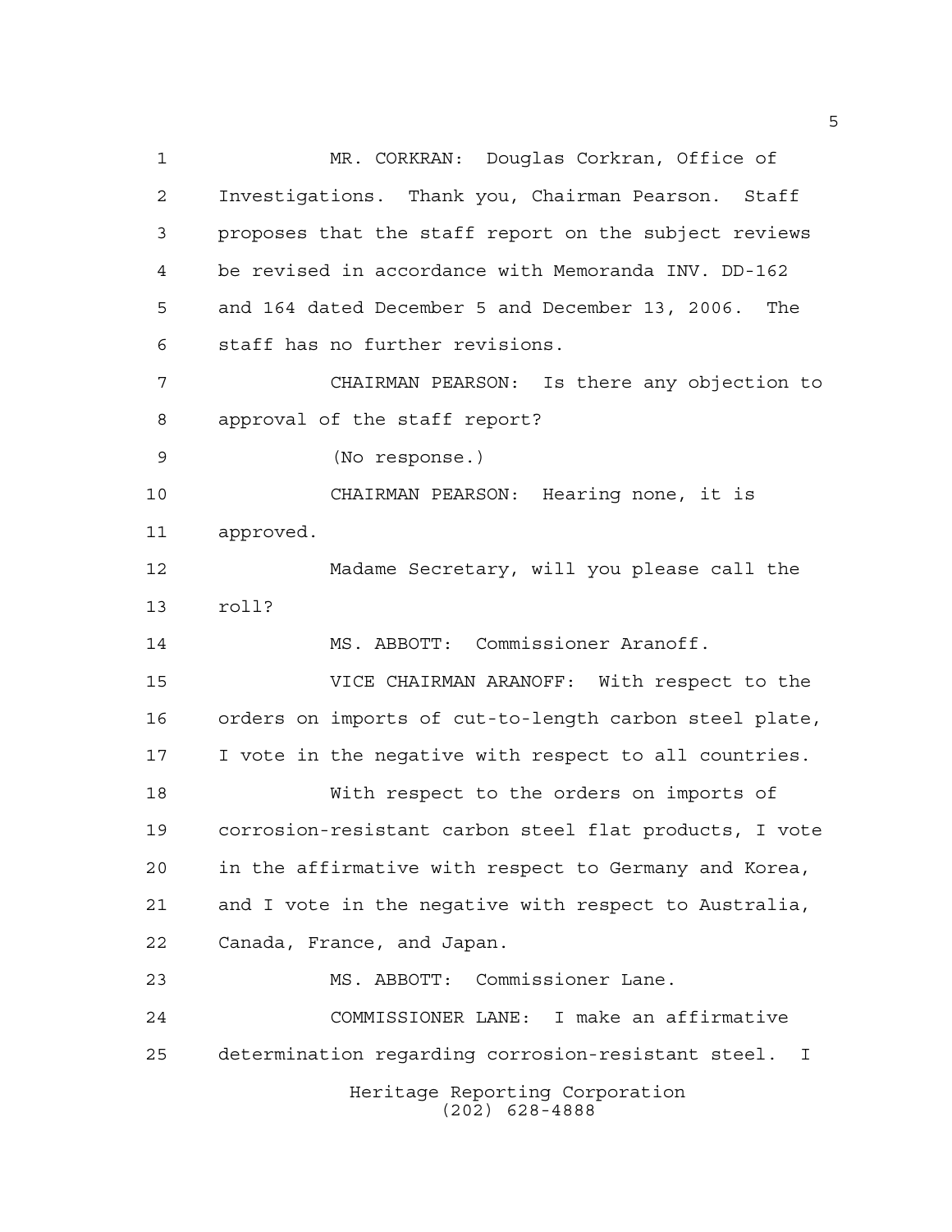MR. CORKRAN: Douglas Corkran, Office of Investigations. Thank you, Chairman Pearson. Staff proposes that the staff report on the subject reviews be revised in accordance with Memoranda INV. DD-162 and 164 dated December 5 and December 13, 2006. The staff has no further revisions.

CHAIRMAN PEARSON: Is there any objection to approval of the staff report?

(No response.)

CHAIRMAN PEARSON: Hearing none, it is approved.

Madame Secretary, will you please call the roll?

MS. ABBOTT: Commissioner Aranoff.

VICE CHAIRMAN ARANOFF: With respect to the orders on imports of cut-to-length carbon steel plate, I vote in the negative with respect to all countries.

With respect to the orders on imports of corrosion-resistant carbon steel flat products, I vote in the affirmative with respect to Germany and Korea, and I vote in the negative with respect to Australia, Canada, France, and Japan.

MS. ABBOTT: Commissioner Lane.

COMMISSIONER LANE: I make an affirmative determination regarding corrosion-resistant steel. I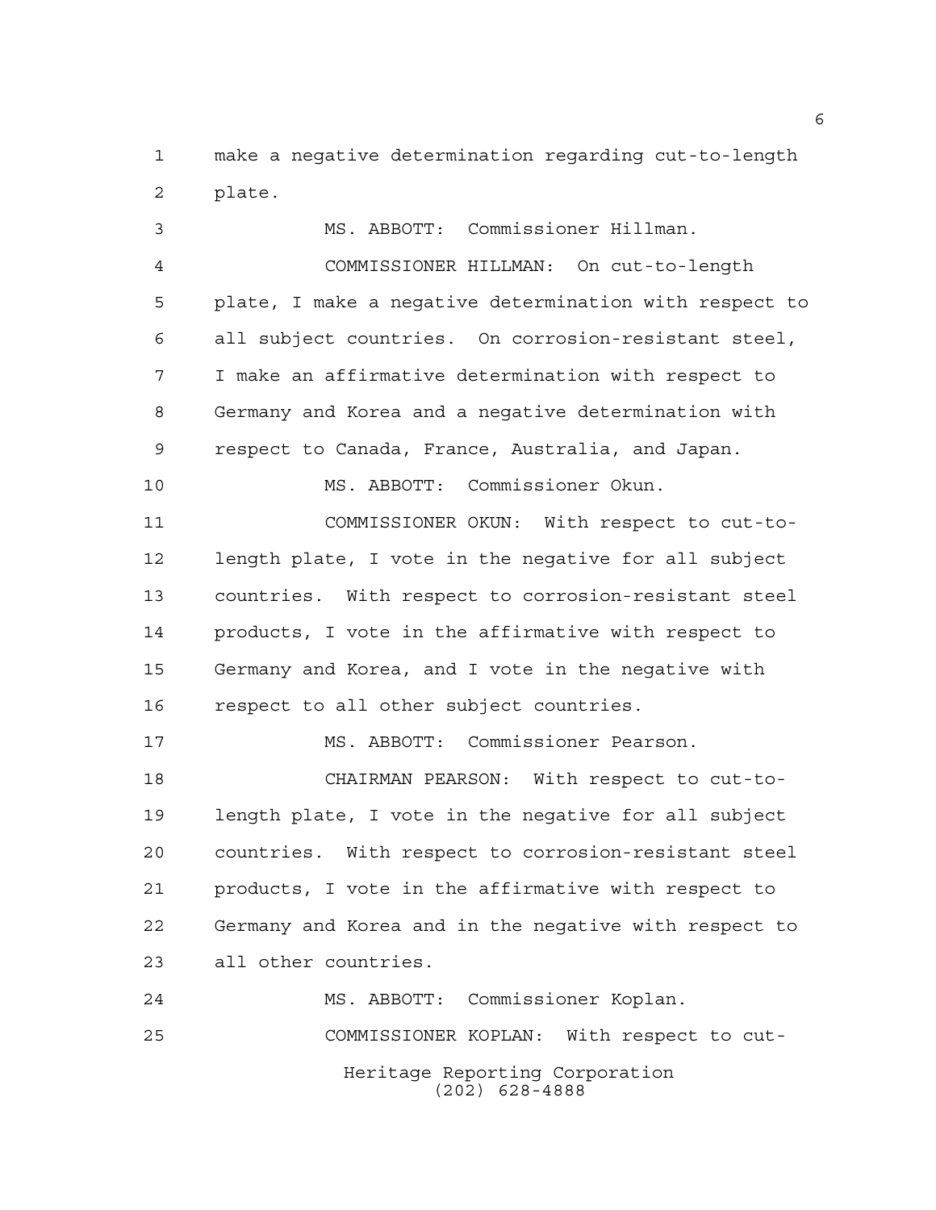make a negative determination regarding cut-to-length plate.

MS. ABBOTT: Commissioner Hillman.

COMMISSIONER HILLMAN: On cut-to-length plate, I make a negative determination with respect to all subject countries. On corrosion-resistant steel, I make an affirmative determination with respect to Germany and Korea and a negative determination with respect to Canada, France, Australia, and Japan.

MS. ABBOTT: Commissioner Okun.

COMMISSIONER OKUN: With respect to cut-to-length plate, I vote in the negative for all subject countries. With respect to corrosion-resistant steel products, I vote in the affirmative with respect to Germany and Korea, and I vote in the negative with respect to all other subject countries.

MS. ABBOTT: Commissioner Pearson.

CHAIRMAN PEARSON: With respect to cut-to-length plate, I vote in the negative for all subject countries. With respect to corrosion-resistant steel products, I vote in the affirmative with respect to Germany and Korea and in the negative with respect to all other countries.

MS. ABBOTT: Commissioner Koplan.

COMMISSIONER KOPLAN: With respect to cut-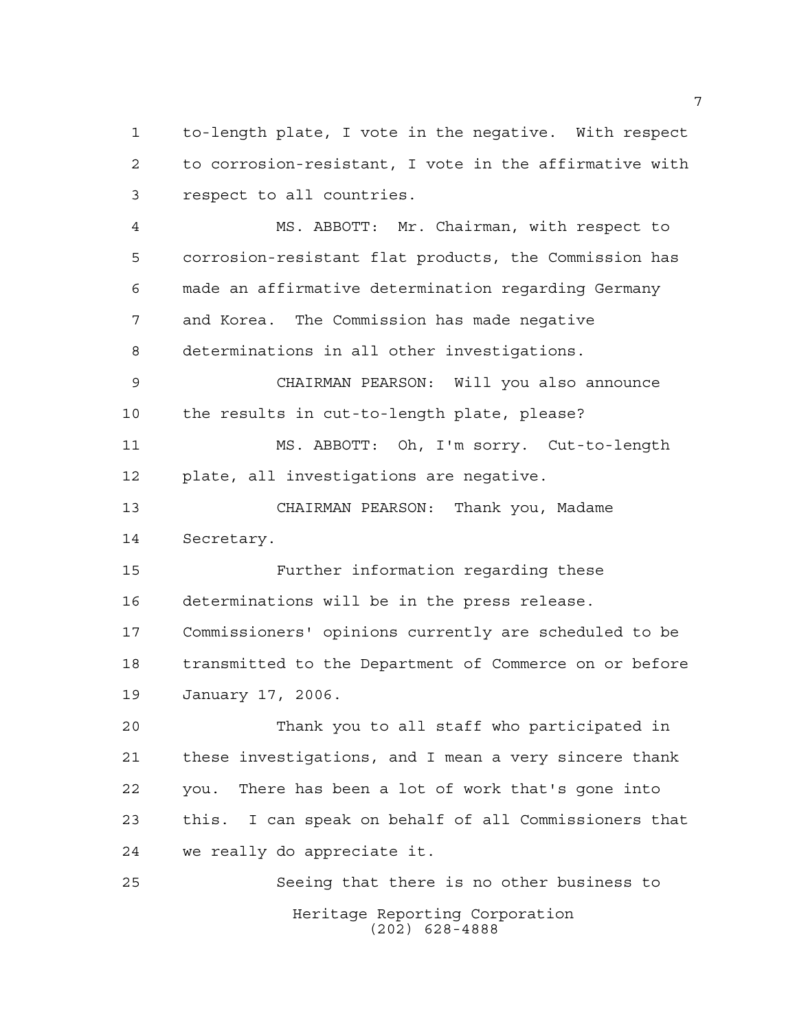to-length plate, I vote in the negative. With respect to corrosion-resistant, I vote in the affirmative with respect to all countries.

MS. ABBOTT: Mr. Chairman, with respect to corrosion-resistant flat products, the Commission has made an affirmative determination regarding Germany and Korea. The Commission has made negative determinations in all other investigations.

CHAIRMAN PEARSON: Will you also announce the results in cut-to-length plate, please?

MS. ABBOTT: Oh, I'm sorry. Cut-to-length plate, all investigations are negative.

CHAIRMAN PEARSON: Thank you, Madame Secretary.

Further information regarding these determinations will be in the press release. Commissioners' opinions currently are scheduled to be transmitted to the Department of Commerce on or before January 17, 2006.

Thank you to all staff who participated in these investigations, and I mean a very sincere thank you. There has been a lot of work that's gone into this. I can speak on behalf of all Commissioners that we really do appreciate it.

Seeing that there is no other business to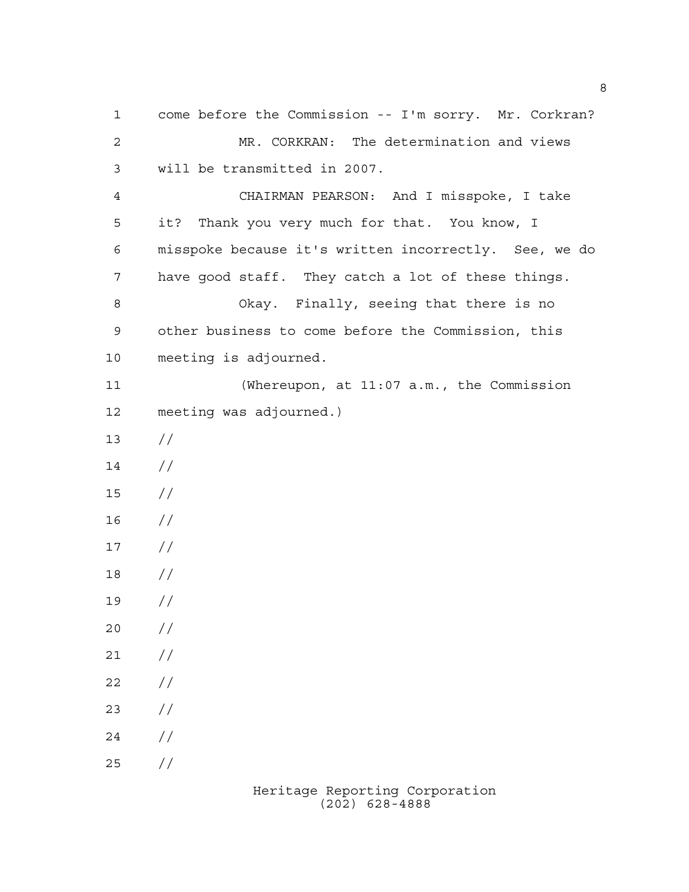come before the Commission -- I'm sorry. Mr. Corkran?

MR. CORKRAN: The determination and views will be transmitted in 2007.

CHAIRMAN PEARSON: And I misspoke, I take it? Thank you very much for that. You know, I misspoke because it's written incorrectly. See, we do have good staff. They catch a lot of these things.

Okay. Finally, seeing that there is no other business to come before the Commission, this meeting is adjourned.

(Whereupon, at 11:07 a.m., the Commission meeting was adjourned.)

//

//

//

//

//

//

//

//

//

//

//

//

//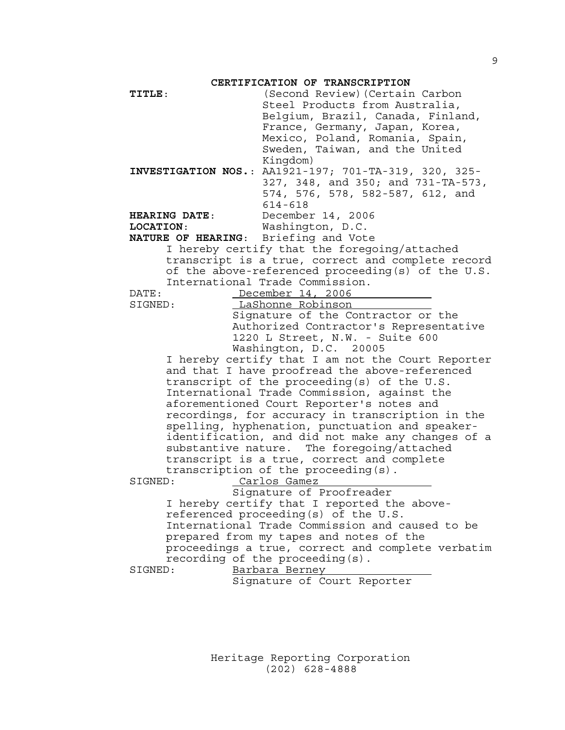**CERTIFICATION OF TRANSCRIPTION**

**TITLE**: (Second Review)(Certain Carbon Steel Products from Australia, Belgium, Brazil, Canada, Finland, France, Germany, Japan, Korea, Mexico, Poland, Romania, Spain, Sweden, Taiwan, and the United Kingdom)

**INVESTIGATION NOS.**: AA1921-197; 701-TA-319, 320, 325-327, 348, and 350; and 731-TA-573, 574, 576, 578, 582-587, 612, and 614-618

**HEARING DATE**: December 14, 2006

**LOCATION**: Washington, D.C.

**NATURE OF HEARING**: Briefing and Vote

I hereby certify that the foregoing/attached transcript is a true, correct and complete record of the above-referenced proceeding(s) of the U.S. International Trade Commission.

DATE: December 14, 2006

SIGNED: LaShonne Robinson

Signature of the Contractor or the Authorized Contractor's Representative
1220 L Street, N.W. - Suite 600
Washington, D.C. 20005

I hereby certify that I am not the Court Reporter and that I have proofread the above-referenced transcript of the proceeding(s) of the U.S. International Trade Commission, against the aforementioned Court Reporter's notes and recordings, for accuracy in transcription in the spelling, hyphenation, punctuation and speaker-identification, and did not make any changes of a substantive nature. The foregoing/attached transcript is a true, correct and complete transcription of the proceeding(s).

SIGNED: Carlos Gamez

Signature of Proofreader

I hereby certify that I reported the above-referenced proceeding(s) of the U.S. International Trade Commission and caused to be prepared from my tapes and notes of the proceedings a true, correct and complete verbatim recording of the proceeding(s).

SIGNED: Barbara Berney

Signature of Court Reporter